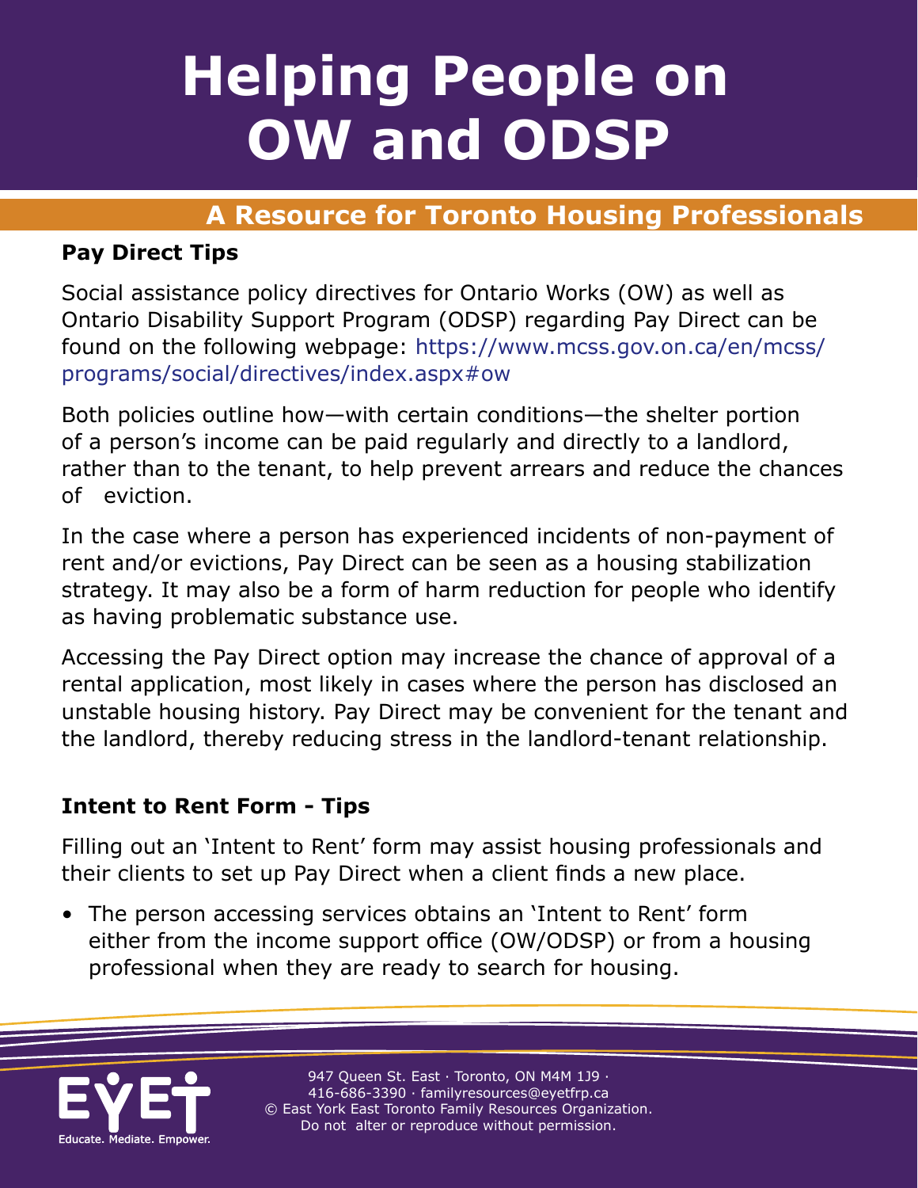# Helping People on OW and ODSP

## A Resource for Toronto Housing Professionals

### Pay Direct Tips

Social assistance policy directives for Ontario Works (OW) as well as Ontario Disability Support Program (ODSP) regarding Pay Direct can be found on the following webpage: https://www.mcss.gov.on.ca/en/mcss/programs/social/directives/index.aspx#ow

Both policies outline how—with certain conditions—the shelter portion of a person's income can be paid regularly and directly to a landlord, rather than to the tenant, to help prevent arrears and reduce the chances of eviction.

In the case where a person has experienced incidents of non-payment of rent and/or evictions, Pay Direct can be seen as a housing stabilization strategy. It may also be a form of harm reduction for people who identify as having problematic substance use.

Accessing the Pay Direct option may increase the chance of approval of a rental application, most likely in cases where the person has disclosed an unstable housing history. Pay Direct may be convenient for the tenant and the landlord, thereby reducing stress in the landlord-tenant relationship.

### Intent to Rent Form - Tips

Filling out an 'Intent to Rent' form may assist housing professionals and their clients to set up Pay Direct when a client finds a new place.

- The person accessing services obtains an 'Intent to Rent' form either from the income support office (OW/ODSP) or from a housing professional when they are ready to search for housing.

EYET Educate. Mediate. Empower.

947 Queen St. East · Toronto, ON M4M 1J9 · 416-686-3390 · familyresources@eyetfrp.ca
© East York East Toronto Family Resources Organization. Do not alter or reproduce without permission.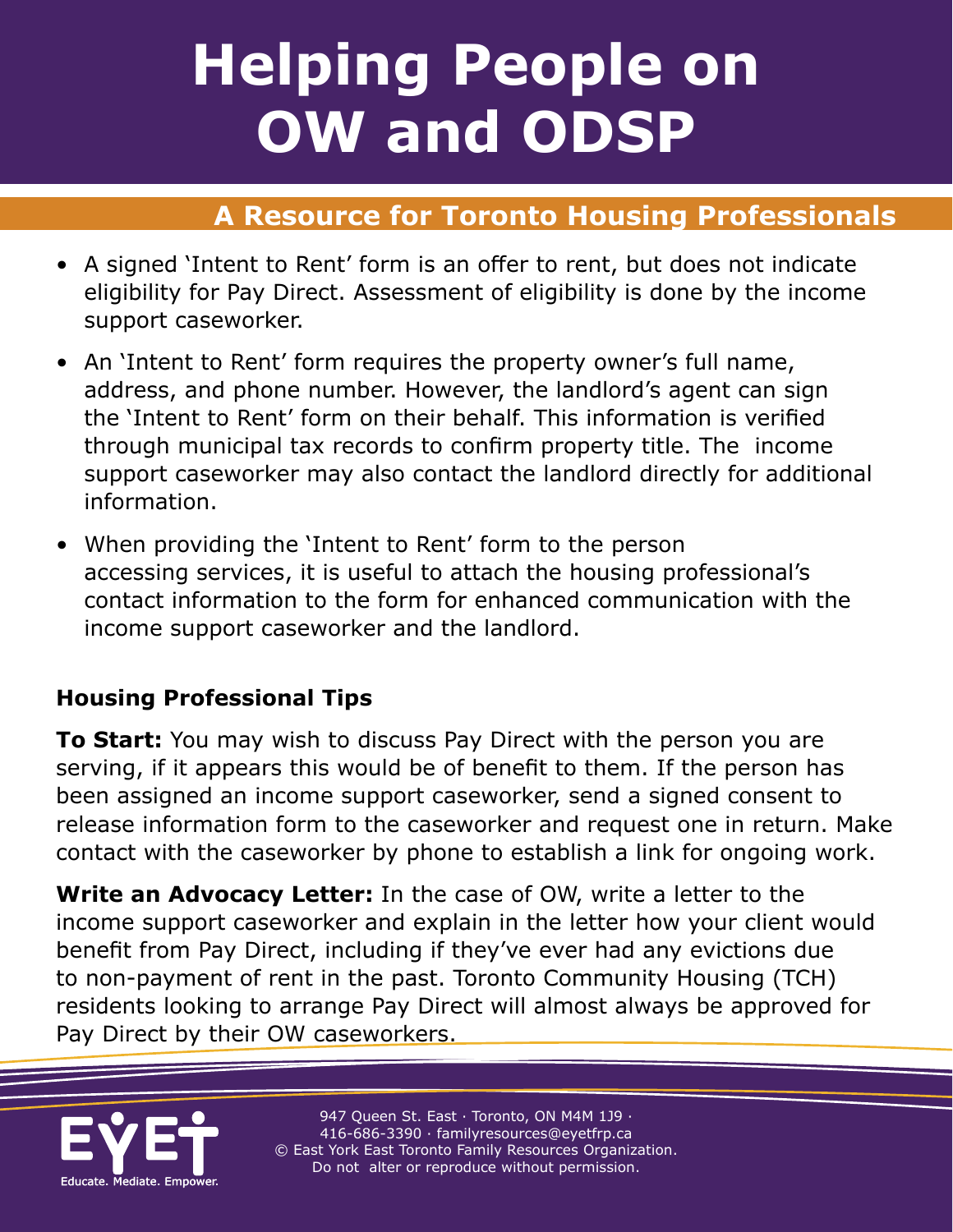# Helping People on OW and ODSP

## A Resource for Toronto Housing Professionals

- A signed 'Intent to Rent' form is an offer to rent, but does not indicate eligibility for Pay Direct. Assessment of eligibility is done by the income support caseworker.
- An 'Intent to Rent' form requires the property owner's full name, address, and phone number. However, the landlord's agent can sign the 'Intent to Rent' form on their behalf. This information is verified through municipal tax records to confirm property title. The income support caseworker may also contact the landlord directly for additional information.
- When providing the 'Intent to Rent' form to the person accessing services, it is useful to attach the housing professional's contact information to the form for enhanced communication with the income support caseworker and the landlord.

### Housing Professional Tips

**To Start:** You may wish to discuss Pay Direct with the person you are serving, if it appears this would be of benefit to them. If the person has been assigned an income support caseworker, send a signed consent to release information form to the caseworker and request one in return. Make contact with the caseworker by phone to establish a link for ongoing work.

**Write an Advocacy Letter:** In the case of OW, write a letter to the income support caseworker and explain in the letter how your client would benefit from Pay Direct, including if they've ever had any evictions due to non-payment of rent in the past. Toronto Community Housing (TCH) residents looking to arrange Pay Direct will almost always be approved for Pay Direct by their OW caseworkers.

EYET Educate. Mediate. Empower.

947 Queen St. East · Toronto, ON M4M 1J9 · 416-686-3390 · familyresources@eyetfrp.ca
© East York East Toronto Family Resources Organization. Do not alter or reproduce without permission.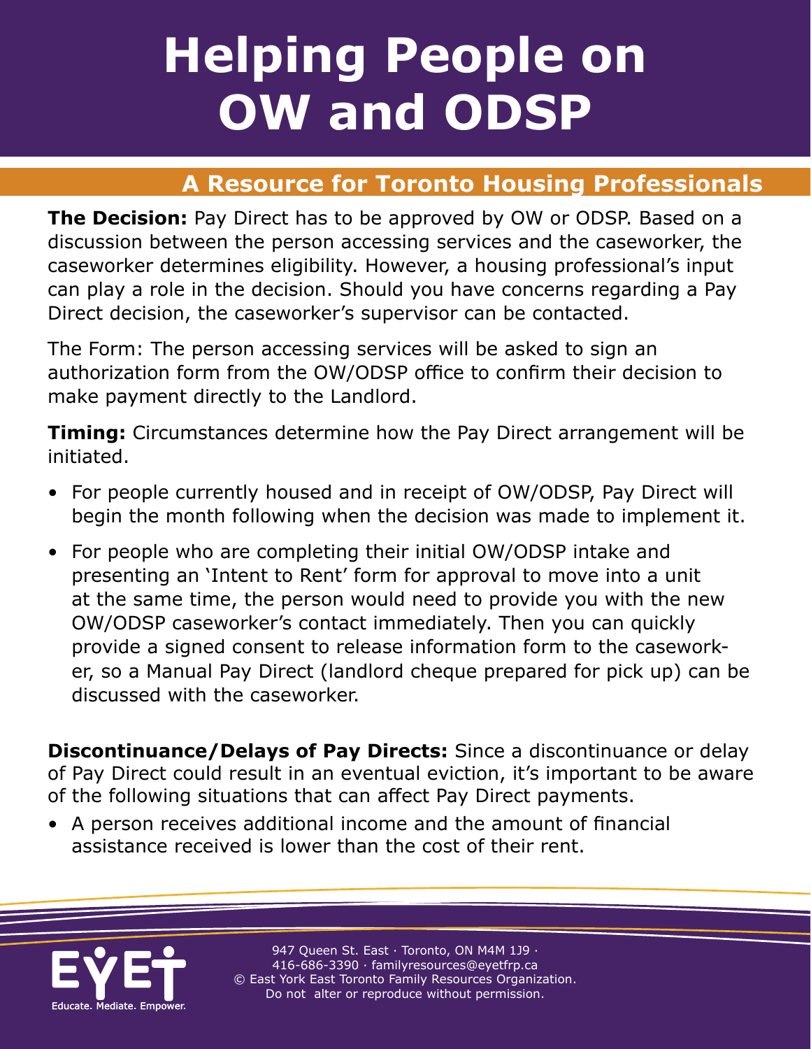# Helping People on OW and ODSP

## A Resource for Toronto Housing Professionals

**The Decision:** Pay Direct has to be approved by OW or ODSP. Based on a discussion between the person accessing services and the caseworker, the caseworker determines eligibility. However, a housing professional's input can play a role in the decision. Should you have concerns regarding a Pay Direct decision, the caseworker's supervisor can be contacted.

The Form: The person accessing services will be asked to sign an authorization form from the OW/ODSP office to confirm their decision to make payment directly to the Landlord.

**Timing:** Circumstances determine how the Pay Direct arrangement will be initiated.

- For people currently housed and in receipt of OW/ODSP, Pay Direct will begin the month following when the decision was made to implement it.
- For people who are completing their initial OW/ODSP intake and presenting an 'Intent to Rent' form for approval to move into a unit at the same time, the person would need to provide you with the new OW/ODSP caseworker's contact immediately. Then you can quickly provide a signed consent to release information form to the caseworker, so a Manual Pay Direct (landlord cheque prepared for pick up) can be discussed with the caseworker.

**Discontinuance/Delays of Pay Directs:** Since a discontinuance or delay of Pay Direct could result in an eventual eviction, it's important to be aware of the following situations that can affect Pay Direct payments.

- A person receives additional income and the amount of financial assistance received is lower than the cost of their rent.

EYET Educate. Mediate. Empower.

947 Queen St. East · Toronto, ON M4M 1J9 · 416-686-3390 · familyresources@eyetfrp.ca
© East York East Toronto Family Resources Organization. Do not alter or reproduce without permission.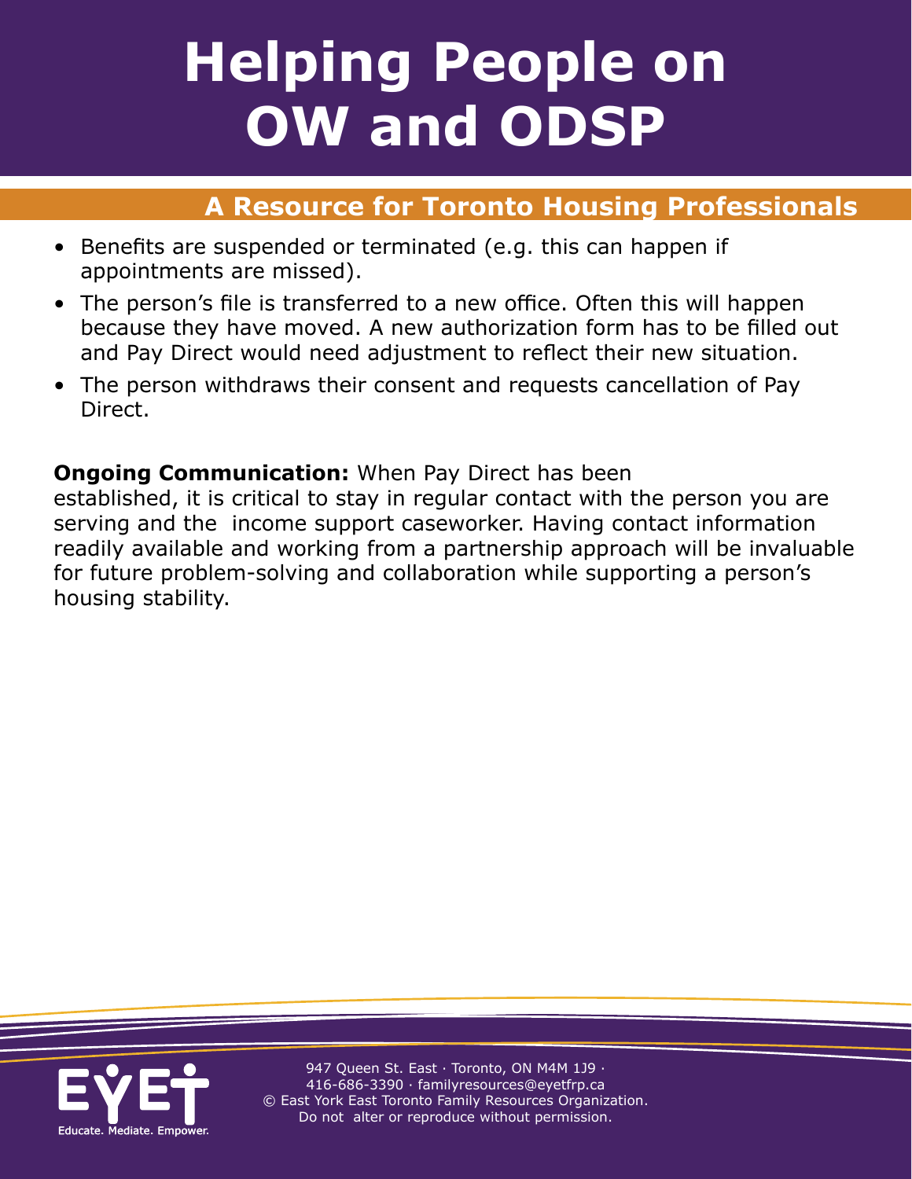- Benefits are suspended or terminated (e.g. this can happen if appointments are missed).
- The person's file is transferred to a new office. Often this will happen because they have moved. A new authorization form has to be filled out and Pay Direct would need adjustment to reflect their new situation.
- The person withdraws their consent and requests cancellation of Pay Direct.

**Ongoing Communication:** When Pay Direct has been established, it is critical to stay in regular contact with the person you are serving and the income support caseworker. Having contact information readily available and working from a partnership approach will be invaluable for future problem-solving and collaboration while supporting a person's housing stability.